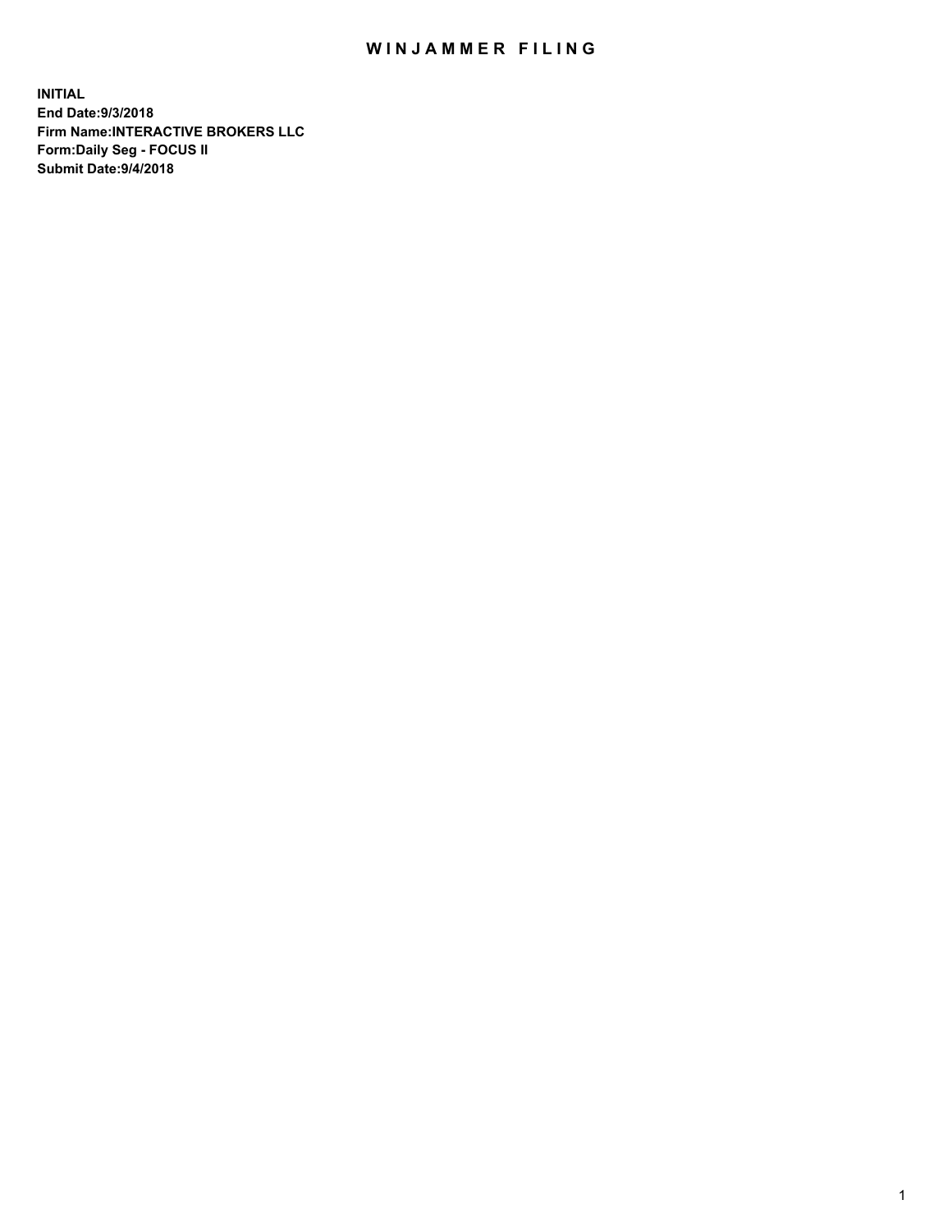# WINJAMMER FILING

**INITIAL**
**End Date:9/3/2018**
**Firm Name:INTERACTIVE BROKERS LLC**
**Form:Daily Seg - FOCUS II**
**Submit Date:9/4/2018**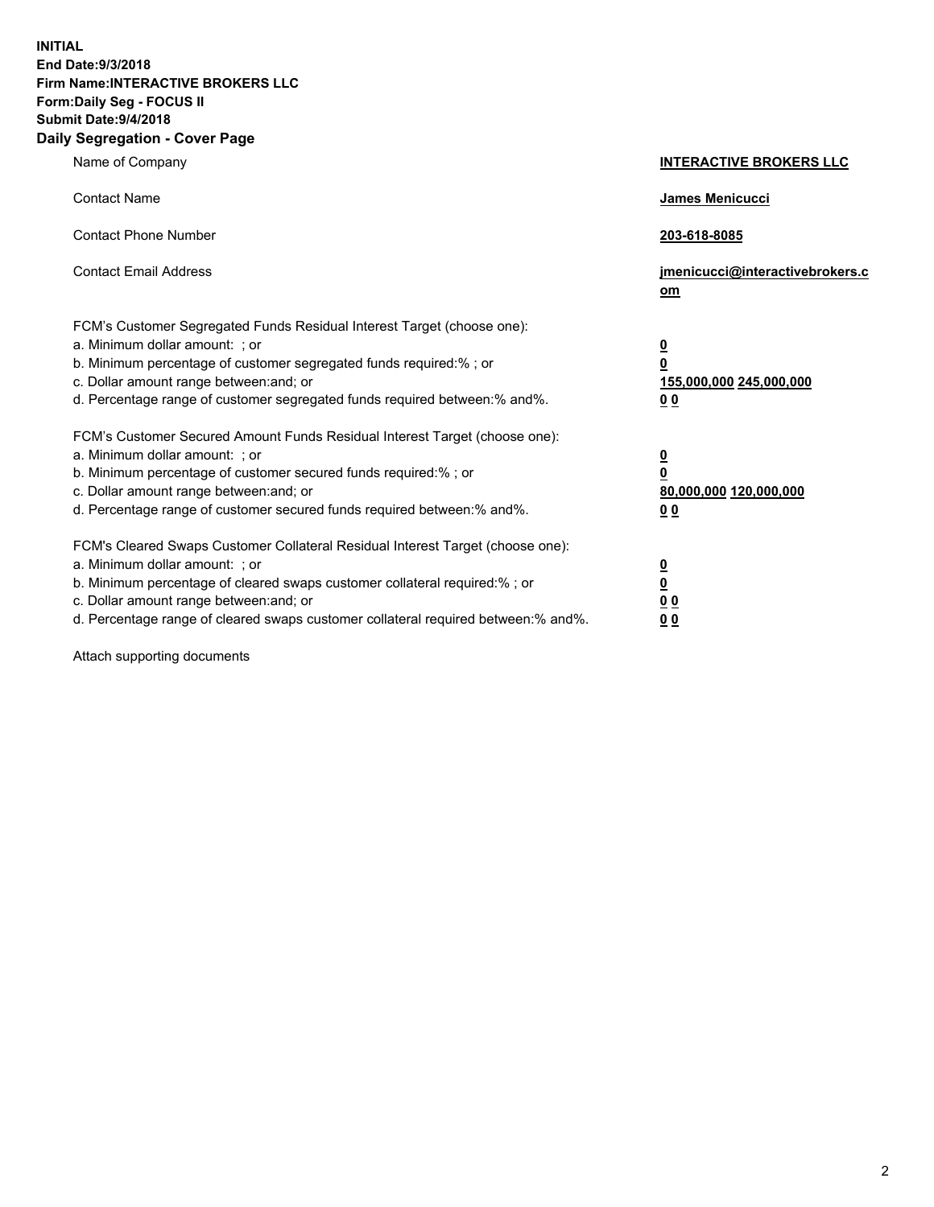**INITIAL**
**End Date:9/3/2018**
**Firm Name:INTERACTIVE BROKERS LLC**
**Form:Daily Seg - FOCUS II**
**Submit Date:9/4/2018**

## Daily Segregation - Cover Page

| | |
|---|---|
| Name of Company | **INTERACTIVE BROKERS LLC** |
| Contact Name | **James Menicucci** |
| Contact Phone Number | **203-618-8085** |
| Contact Email Address | **jmenicucci@interactivebrokers.com** |

FCM's Customer Segregated Funds Residual Interest Target (choose one):

| | |
|---|---|
| a. Minimum dollar amount: ; or | **0** |
| b. Minimum percentage of customer segregated funds required:% ; or | **0** |
| c. Dollar amount range between:and; or | **155,000,000 245,000,000** |
| d. Percentage range of customer segregated funds required between:% and%. | **0 0** |

FCM's Customer Secured Amount Funds Residual Interest Target (choose one):

| | |
|---|---|
| a. Minimum dollar amount: ; or | **0** |
| b. Minimum percentage of customer secured funds required:% ; or | **0** |
| c. Dollar amount range between:and; or | **80,000,000 120,000,000** |
| d. Percentage range of customer secured funds required between:% and%. | **0 0** |

FCM's Cleared Swaps Customer Collateral Residual Interest Target (choose one):

| | |
|---|---|
| a. Minimum dollar amount: ; or | **0** |
| b. Minimum percentage of cleared swaps customer collateral required:% ; or | **0** |
| c. Dollar amount range between:and; or | **0 0** |
| d. Percentage range of cleared swaps customer collateral required between:% and%. | **0 0** |

Attach supporting documents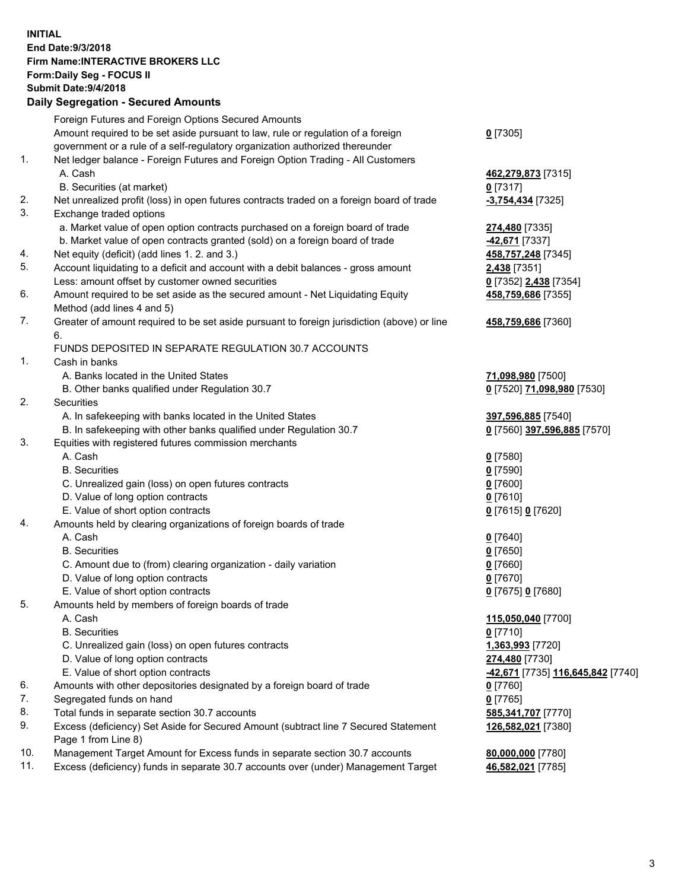**INITIAL**
**End Date:9/3/2018**
**Firm Name:INTERACTIVE BROKERS LLC**
**Form:Daily Seg - FOCUS II**
**Submit Date:9/4/2018**

## Daily Segregation - Secured Amounts

| | | |
|---|---|---|
| | Foreign Futures and Foreign Options Secured Amounts | |
| | Amount required to be set aside pursuant to law, rule or regulation of a foreign government or a rule of a self-regulatory organization authorized thereunder | 0 [7305] |
| 1. | Net ledger balance - Foreign Futures and Foreign Option Trading - All Customers | |
| | A. Cash | 462,279,873 [7315] |
| | B. Securities (at market) | 0 [7317] |
| 2. | Net unrealized profit (loss) in open futures contracts traded on a foreign board of trade | -3,754,434 [7325] |
| 3. | Exchange traded options | |
| | a. Market value of open option contracts purchased on a foreign board of trade | 274,480 [7335] |
| | b. Market value of open contracts granted (sold) on a foreign board of trade | -42,671 [7337] |
| 4. | Net equity (deficit) (add lines 1. 2. and 3.) | 458,757,248 [7345] |
| 5. | Account liquidating to a deficit and account with a debit balances - gross amount | 2,438 [7351] |
| | Less: amount offset by customer owned securities | 0 [7352] 2,438 [7354] |
| 6. | Amount required to be set aside as the secured amount - Net Liquidating Equity Method (add lines 4 and 5) | 458,759,686 [7355] |
| 7. | Greater of amount required to be set aside pursuant to foreign jurisdiction (above) or line 6. | 458,759,686 [7360] |
| | FUNDS DEPOSITED IN SEPARATE REGULATION 30.7 ACCOUNTS | |
| 1. | Cash in banks | |
| | A. Banks located in the United States | 71,098,980 [7500] |
| | B. Other banks qualified under Regulation 30.7 | 0 [7520] 71,098,980 [7530] |
| 2. | Securities | |
| | A. In safekeeping with banks located in the United States | 397,596,885 [7540] |
| | B. In safekeeping with other banks qualified under Regulation 30.7 | 0 [7560] 397,596,885 [7570] |
| 3. | Equities with registered futures commission merchants | |
| | A. Cash | 0 [7580] |
| | B. Securities | 0 [7590] |
| | C. Unrealized gain (loss) on open futures contracts | 0 [7600] |
| | D. Value of long option contracts | 0 [7610] |
| | E. Value of short option contracts | 0 [7615] 0 [7620] |
| 4. | Amounts held by clearing organizations of foreign boards of trade | |
| | A. Cash | 0 [7640] |
| | B. Securities | 0 [7650] |
| | C. Amount due to (from) clearing organization - daily variation | 0 [7660] |
| | D. Value of long option contracts | 0 [7670] |
| | E. Value of short option contracts | 0 [7675] 0 [7680] |
| 5. | Amounts held by members of foreign boards of trade | |
| | A. Cash | 115,050,040 [7700] |
| | B. Securities | 0 [7710] |
| | C. Unrealized gain (loss) on open futures contracts | 1,363,993 [7720] |
| | D. Value of long option contracts | 274,480 [7730] |
| | E. Value of short option contracts | -42,671 [7735] 116,645,842 [7740] |
| 6. | Amounts with other depositories designated by a foreign board of trade | 0 [7760] |
| 7. | Segregated funds on hand | 0 [7765] |
| 8. | Total funds in separate section 30.7 accounts | 585,341,707 [7770] |
| 9. | Excess (deficiency) Set Aside for Secured Amount (subtract line 7 Secured Statement Page 1 from Line 8) | 126,582,021 [7380] |
| 10. | Management Target Amount for Excess funds in separate section 30.7 accounts | 80,000,000 [7780] |
| 11. | Excess (deficiency) funds in separate 30.7 accounts over (under) Management Target | 46,582,021 [7785] |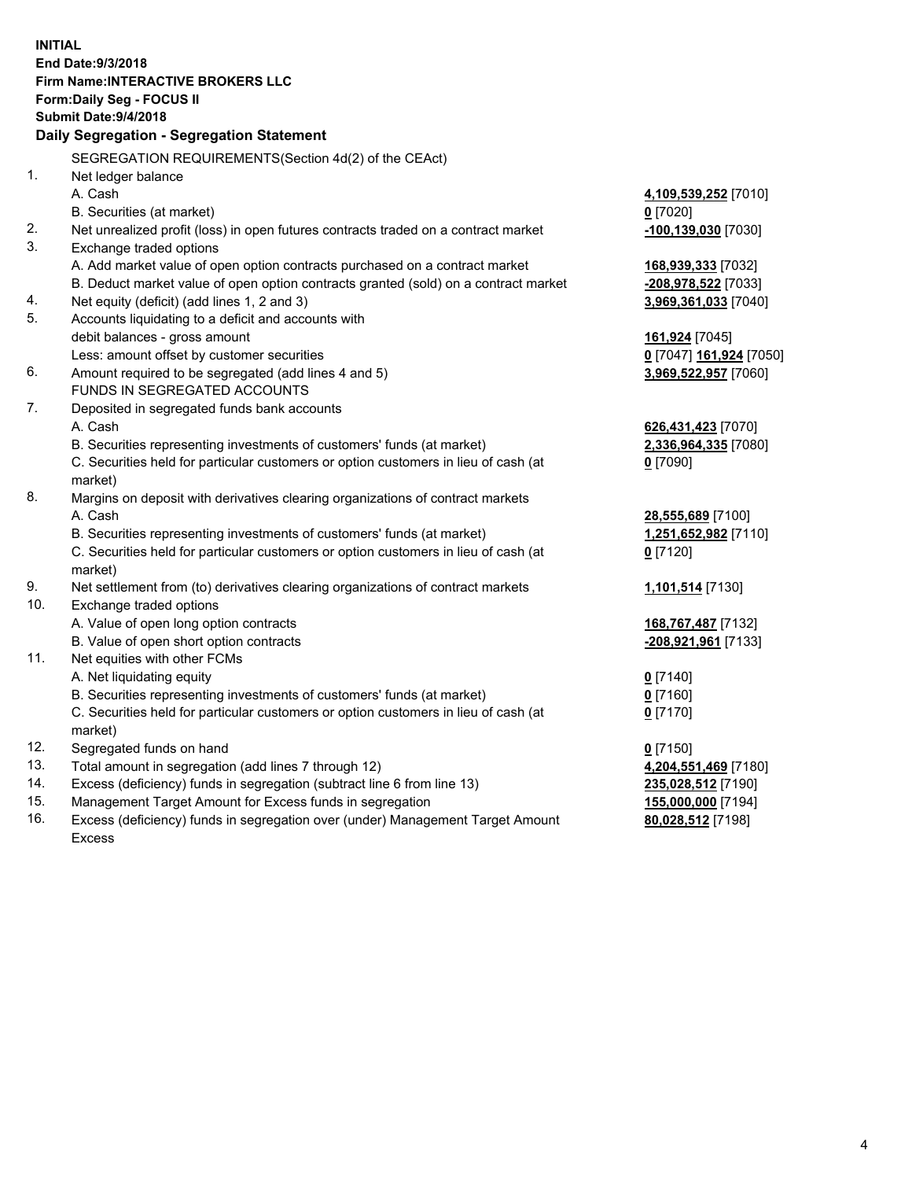**INITIAL**
**End Date:9/3/2018**
**Firm Name:INTERACTIVE BROKERS LLC**
**Form:Daily Seg - FOCUS II**
**Submit Date:9/4/2018**

**Daily Segregation - Segregation Statement**

SEGREGATION REQUIREMENTS(Section 4d(2) of the CEAct)

| | | |
|---|---|---|
| 1. | Net ledger balance | |
| | A. Cash | **4,109,539,252** [7010] |
| | B. Securities (at market) | **0** [7020] |
| 2. | Net unrealized profit (loss) in open futures contracts traded on a contract market | **-100,139,030** [7030] |
| 3. | Exchange traded options | |
| | A. Add market value of open option contracts purchased on a contract market | **168,939,333** [7032] |
| | B. Deduct market value of open option contracts granted (sold) on a contract market | **-208,978,522** [7033] |
| 4. | Net equity (deficit) (add lines 1, 2 and 3) | **3,969,361,033** [7040] |
| 5. | Accounts liquidating to a deficit and accounts with debit balances - gross amount | **161,924** [7045] |
| | Less: amount offset by customer securities | **0** [7047] **161,924** [7050] |
| 6. | Amount required to be segregated (add lines 4 and 5) | **3,969,522,957** [7060] |
| | FUNDS IN SEGREGATED ACCOUNTS | |
| 7. | Deposited in segregated funds bank accounts | |
| | A. Cash | **626,431,423** [7070] |
| | B. Securities representing investments of customers' funds (at market) | **2,336,964,335** [7080] |
| | C. Securities held for particular customers or option customers in lieu of cash (at market) | **0** [7090] |
| 8. | Margins on deposit with derivatives clearing organizations of contract markets | |
| | A. Cash | **28,555,689** [7100] |
| | B. Securities representing investments of customers' funds (at market) | **1,251,652,982** [7110] |
| | C. Securities held for particular customers or option customers in lieu of cash (at market) | **0** [7120] |
| 9. | Net settlement from (to) derivatives clearing organizations of contract markets | **1,101,514** [7130] |
| 10. | Exchange traded options | |
| | A. Value of open long option contracts | **168,767,487** [7132] |
| | B. Value of open short option contracts | **-208,921,961** [7133] |
| 11. | Net equities with other FCMs | |
| | A. Net liquidating equity | **0** [7140] |
| | B. Securities representing investments of customers' funds (at market) | **0** [7160] |
| | C. Securities held for particular customers or option customers in lieu of cash (at market) | **0** [7170] |
| 12. | Segregated funds on hand | **0** [7150] |
| 13. | Total amount in segregation (add lines 7 through 12) | **4,204,551,469** [7180] |
| 14. | Excess (deficiency) funds in segregation (subtract line 6 from line 13) | **235,028,512** [7190] |
| 15. | Management Target Amount for Excess funds in segregation | **155,000,000** [7194] |
| 16. | Excess (deficiency) funds in segregation over (under) Management Target Amount Excess | **80,028,512** [7198] |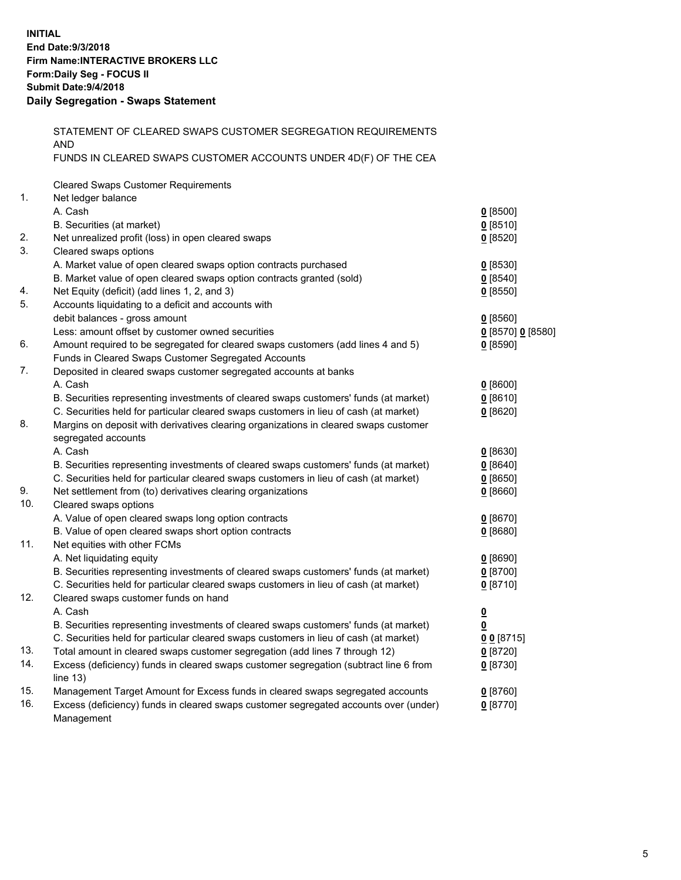**INITIAL**
**End Date:9/3/2018**
**Firm Name:INTERACTIVE BROKERS LLC**
**Form:Daily Seg - FOCUS II**
**Submit Date:9/4/2018**
**Daily Segregation - Swaps Statement**

STATEMENT OF CLEARED SWAPS CUSTOMER SEGREGATION REQUIREMENTS AND FUNDS IN CLEARED SWAPS CUSTOMER ACCOUNTS UNDER 4D(F) OF THE CEA

| | | |
|---|---|---|
| | Cleared Swaps Customer Requirements | |
| 1. | Net ledger balance | |
| | A. Cash | 0 [8500] |
| | B. Securities (at market) | 0 [8510] |
| 2. | Net unrealized profit (loss) in open cleared swaps | 0 [8520] |
| 3. | Cleared swaps options | |
| | A. Market value of open cleared swaps option contracts purchased | 0 [8530] |
| | B. Market value of open cleared swaps option contracts granted (sold) | 0 [8540] |
| 4. | Net Equity (deficit) (add lines 1, 2, and 3) | 0 [8550] |
| 5. | Accounts liquidating to a deficit and accounts with | |
| | debit balances - gross amount | 0 [8560] |
| | Less: amount offset by customer owned securities | 0 [8570] 0 [8580] |
| 6. | Amount required to be segregated for cleared swaps customers (add lines 4 and 5) | 0 [8590] |
| | Funds in Cleared Swaps Customer Segregated Accounts | |
| 7. | Deposited in cleared swaps customer segregated accounts at banks | |
| | A. Cash | 0 [8600] |
| | B. Securities representing investments of cleared swaps customers' funds (at market) | 0 [8610] |
| | C. Securities held for particular cleared swaps customers in lieu of cash (at market) | 0 [8620] |
| 8. | Margins on deposit with derivatives clearing organizations in cleared swaps customer segregated accounts | |
| | A. Cash | 0 [8630] |
| | B. Securities representing investments of cleared swaps customers' funds (at market) | 0 [8640] |
| | C. Securities held for particular cleared swaps customers in lieu of cash (at market) | 0 [8650] |
| 9. | Net settlement from (to) derivatives clearing organizations | 0 [8660] |
| 10. | Cleared swaps options | |
| | A. Value of open cleared swaps long option contracts | 0 [8670] |
| | B. Value of open cleared swaps short option contracts | 0 [8680] |
| 11. | Net equities with other FCMs | |
| | A. Net liquidating equity | 0 [8690] |
| | B. Securities representing investments of cleared swaps customers' funds (at market) | 0 [8700] |
| | C. Securities held for particular cleared swaps customers in lieu of cash (at market) | 0 [8710] |
| 12. | Cleared swaps customer funds on hand | |
| | A. Cash | 0 |
| | B. Securities representing investments of cleared swaps customers' funds (at market) | 0 |
| | C. Securities held for particular cleared swaps customers in lieu of cash (at market) | 0 0 [8715] |
| 13. | Total amount in cleared swaps customer segregation (add lines 7 through 12) | 0 [8720] |
| 14. | Excess (deficiency) funds in cleared swaps customer segregation (subtract line 6 from line 13) | 0 [8730] |
| 15. | Management Target Amount for Excess funds in cleared swaps segregated accounts | 0 [8760] |
| 16. | Excess (deficiency) funds in cleared swaps customer segregated accounts over (under) Management | 0 [8770] |